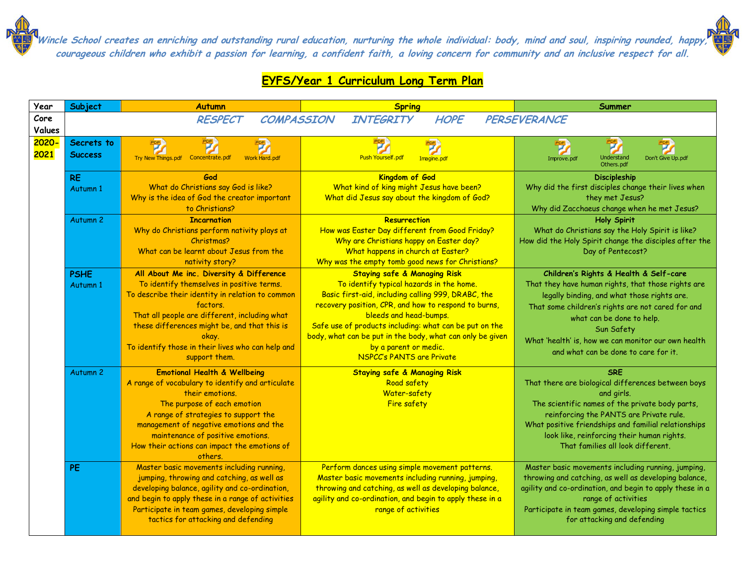*Wincle School creates an enriching and outstanding rural education, nurturing the whole individual: body, mind and soul, inspiring rounded, happy, courageous children who exhibit a passion for learning, a confident faith, a loving concern for community and an inclusive respect for all.*

# EYFS/Year 1 Curriculum Long Term Plan

| Year | Subject | Autumn | Spring | Summer |
|---|---|---|---|---|
| Core Values | RESPECT COMPASSION INTEGRITY HOPE PERSEVERANCE | | | |
| 2020-2021 | Secrets to Success | Try New Things.pdf Concentrate.pdf Work Hard.pdf | Push Yourself.pdf Imagine.pdf | Improve.pdf Understand Others.pdf Don't Give Up.pdf |
| | RE Autumn 1 | **God** What do Christians say God is like? Why is the idea of God the creator important to Christians? | **Kingdom of God** What kind of king might Jesus have been? What did Jesus say about the kingdom of God? | **Discipleship** Why did the first disciples change their lives when they met Jesus? Why did Zacchaeus change when he met Jesus? |
| | Autumn 2 | **Incarnation** Why do Christians perform nativity plays at Christmas? What can be learnt about Jesus from the nativity story? | **Resurrection** How was Easter Day different from Good Friday? Why are Christians happy on Easter day? What happens in church at Easter? Why was the empty tomb good news for Christians? | **Holy Spirit** What do Christians say the Holy Spirit is like? How did the Holy Spirit change the disciples after the Day of Pentecost? |
| | PSHE Autumn 1 | **All About Me inc. Diversity & Difference** To identify themselves in positive terms. To describe their identity in relation to common factors. That all people are different, including what these differences might be, and that this is okay. To identify those in their lives who can help and support them. | ***Staying safe & Managing Risk*** To identify typical hazards in the home. Basic first-aid, including calling 999, DRABC, the recovery position, CPR, and how to respond to burns, bleeds and head-bumps. Safe use of products including: what can be put on the body, what can be put in the body, what can only be given by a parent or medic. NSPCC's PANTS are Private | **Children's Rights & Health & Self-care** That they have human rights, that those rights are legally binding, and what those rights are. That some children's rights are not cared for and what can be done to help. Sun Safety What 'health' is, how we can monitor our own health and what can be done to care for it. |
| | Autumn 2 | **Emotional Health & Wellbeing** A range of vocabulary to identify and articulate their emotions. The purpose of each emotion A range of strategies to support the management of negative emotions and the maintenance of positive emotions. How their actions can impact the emotions of others. | ***Staying safe & Managing Risk*** Road safety Water-safety Fire safety | **SRE** That there are biological differences between boys and girls. The scientific names of the private body parts, reinforcing the PANTS are Private rule. What positive friendships and familial relationships look like, reinforcing their human rights. That families all look different. |
| | PE | Master basic movements including running, jumping, throwing and catching, as well as developing balance, agility and co-ordination, and begin to apply these in a range of activities Participate in team games, developing simple tactics for attacking and defending | Perform dances using simple movement patterns. Master basic movements including running, jumping, throwing and catching, as well as developing balance, agility and co-ordination, and begin to apply these in a range of activities | Master basic movements including running, jumping, throwing and catching, as well as developing balance, agility and co-ordination, and begin to apply these in a range of activities Participate in team games, developing simple tactics for attacking and defending |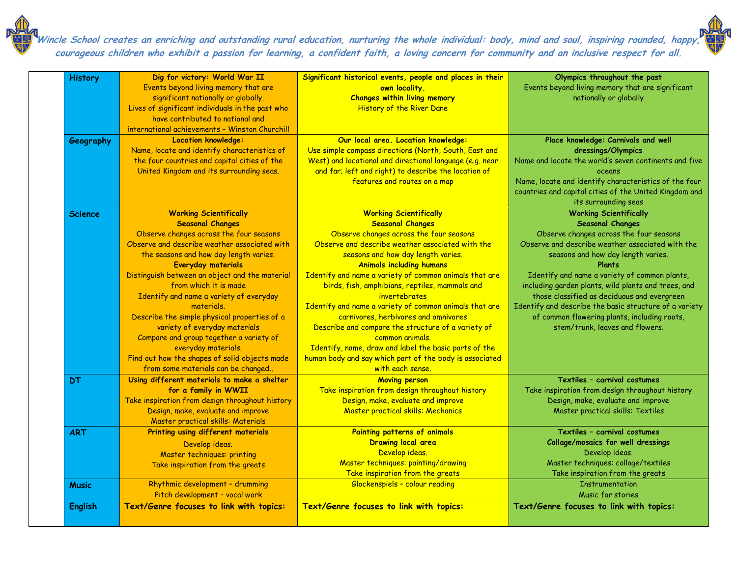*Wincle School creates an enriching and outstanding rural education, nurturing the whole individual: body, mind and soul, inspiring rounded, happy, courageous children who exhibit a passion for learning, a confident faith, a loving concern for community and an inclusive respect for all.*

| | | | | |
|---|---|---|---|---|
| | **History** | **Dig for victory: World War II**<br>Events beyond living memory that are significant nationally or globally.<br>Lives of significant individuals in the past who have contributed to national and international achievements – Winston Churchill | **Significant historical events, people and places in their own locality.**<br>**Changes within living memory**<br>History of the River Dane | **Olympics throughout the past**<br>Events beyond living memory that are significant nationally or globally |
| | **Geography** | **Location knowledge:**<br>Name, locate and identify characteristics of the four countries and capital cities of the United Kingdom and its surrounding seas. | **Our local area. Location knowledge:**<br>Use simple compass directions (North, South, East and West) and locational and directional language (e.g. near and far; left and right) to describe the location of features and routes on a map | **Place knowledge: Carnivals and well dressings/Olympics**<br>Name and locate the world's seven continents and five oceans<br>Name, locate and identify characteristics of the four countries and capital cities of the United Kingdom and its surrounding seas |
| | **Science** | **Working Scientifically**<br>**Seasonal Changes**<br>Observe changes across the four seasons<br>Observe and describe weather associated with the seasons and how day length varies.<br>**Everyday materials**<br>Distinguish between an object and the material from which it is made<br>Identify and name a variety of everyday materials.<br>Describe the simple physical properties of a variety of everyday materials<br>Compare and group together a variety of everyday materials.<br>Find out how the shapes of solid objects made from some materials can be changed.. | **Working Scientifically**<br>**Seasonal Changes**<br>Observe changes across the four seasons<br>Observe and describe weather associated with the seasons and how day length varies.<br>**Animals including humans**<br>Identify and name a variety of common animals that are birds, fish, amphibians, reptiles, mammals and invertebrates<br>Identify and name a variety of common animals that are carnivores, herbivores and omnivores<br>Describe and compare the structure of a variety of common animals.<br>Identify, name, draw and label the basic parts of the human body and say which part of the body is associated with each sense. | **Working Scientifically**<br>**Seasonal Changes**<br>Observe changes across the four seasons<br>Observe and describe weather associated with the seasons and how day length varies.<br>**Plants**<br>Identify and name a variety of common plants, including garden plants, wild plants and trees, and those classified as deciduous and evergreen<br>Identify and describe the basic structure of a variety of common flowering plants, including roots, stem/trunk, leaves and flowers. |
| | **DT** | **Using different materials to make a shelter for a family in WWII**<br>Take inspiration from design throughout history<br>Design, make, evaluate and improve<br>Master practical skills: Materials | **Moving person**<br>Take inspiration from design throughout history<br>Design, make, evaluate and improve<br>Master practical skills: Mechanics | **Textiles – carnival costumes**<br>Take inspiration from design throughout history<br>Design, make, evaluate and improve<br>Master practical skills: Textiles |
| | **ART** | **Printing using different materials**<br>Develop ideas.<br>Master techniques: printing<br>Take inspiration from the greats | **Painting patterns of animals**<br>**Drawing local area**<br>Develop ideas.<br>Master techniques: painting/drawing<br>Take inspiration from the greats | **Textiles – carnival costumes**<br>**Collage/mosaics for well dressings**<br>Develop ideas.<br>Master techniques: collage/textiles<br>Take inspiration from the greats |
| | **Music** | Rhythmic development – drumming<br>Pitch development – vocal work | Glockenspiels – colour reading | Instrumentation<br>Music for stories |
| | **English** | **Text/Genre focuses to link with topics:** | **Text/Genre focuses to link with topics:** | **Text/Genre focuses to link with topics:** |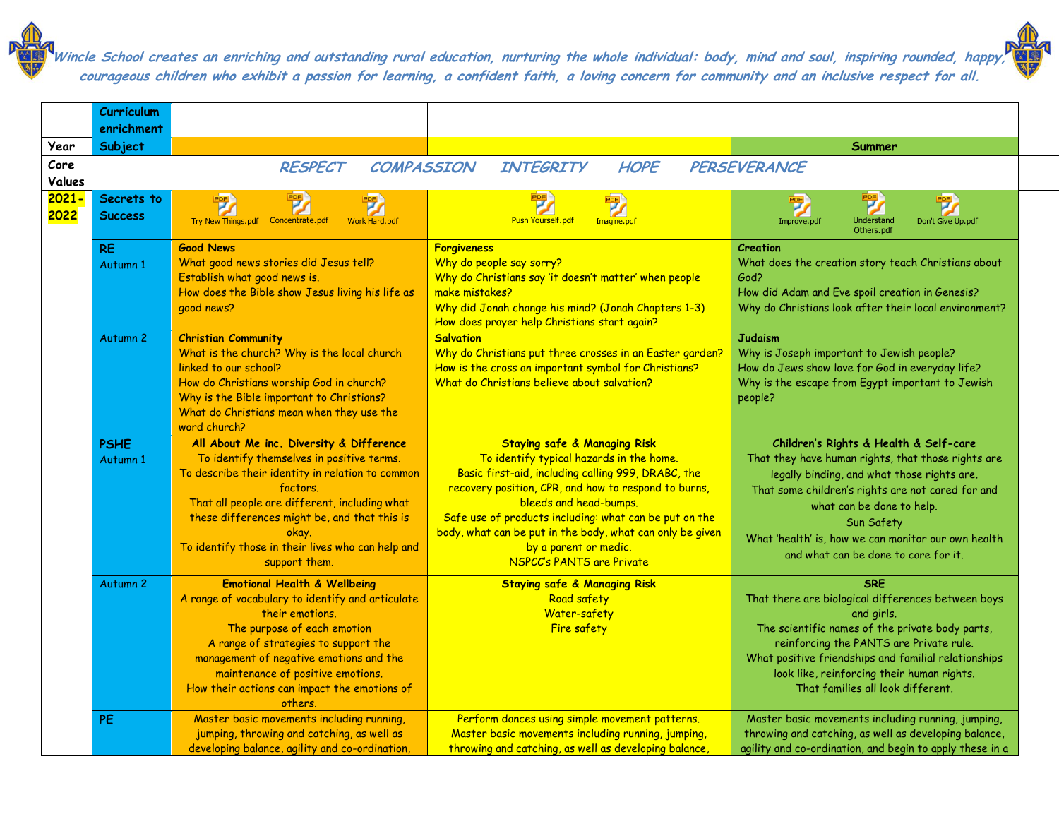*Wincle School creates an enriching and outstanding rural education, nurturing the whole individual: body, mind and soul, inspiring rounded, happy, courageous children who exhibit a passion for learning, a confident faith, a loving concern for community and an inclusive respect for all.*

| Year | Curriculum enrichment Subject | | | Summer |
|---|---|---|---|---|
| Core Values | *RESPECT COMPASSION INTEGRITY HOPE PERSEVERANCE* | | | |
| 2021-2022 | Secrets to Success | Try New Things.pdf Concentrate.pdf Work Hard.pdf | Push Yourself.pdf Imagine.pdf | Improve.pdf Understand Others.pdf Don't Give Up.pdf |
| | **RE** Autumn 1 | **Good News** What good news stories did Jesus tell? Establish what good news is. How does the Bible show Jesus living his life as good news? | **Forgiveness** Why do people say sorry? Why do Christians say 'it doesn't matter' when people make mistakes? Why did Jonah change his mind? (Jonah Chapters 1-3) How does prayer help Christians start again? | **Creation** What does the creation story teach Christians about God? How did Adam and Eve spoil creation in Genesis? Why do Christians look after their local environment? |
| | Autumn 2 | **Christian Community** What is the church? Why is the local church linked to our school? How do Christians worship God in church? Why is the Bible important to Christians? What do Christians mean when they use the word church? | **Salvation** Why do Christians put three crosses in an Easter garden? How is the cross an important symbol for Christians? What do Christians believe about salvation? | **Judaism** Why is Joseph important to Jewish people? How do Jews show love for God in everyday life? Why is the escape from Egypt important to Jewish people? |
| | **PSHE** Autumn 1 | **All About Me inc. Diversity & Difference** To identify themselves in positive terms. To describe their identity in relation to common factors. That all people are different, including what these differences might be, and that this is okay. To identify those in their lives who can help and support them. | **Staying safe & Managing Risk** To identify typical hazards in the home. Basic first-aid, including calling 999, DRABC, the recovery position, CPR, and how to respond to burns, bleeds and head-bumps. Safe use of products including: what can be put on the body, what can be put in the body, what can only be given by a parent or medic. NSPCC's PANTS are Private | **Children's Rights & Health & Self-care** That they have human rights, that those rights are legally binding, and what those rights are. That some children's rights are not cared for and what can be done to help. Sun Safety What 'health' is, how we can monitor our own health and what can be done to care for it. |
| | Autumn 2 | **Emotional Health & Wellbeing** A range of vocabulary to identify and articulate their emotions. The purpose of each emotion A range of strategies to support the management of negative emotions and the maintenance of positive emotions. How their actions can impact the emotions of others. | **Staying safe & Managing Risk** Road safety Water-safety Fire safety | **SRE** That there are biological differences between boys and girls. The scientific names of the private body parts, reinforcing the PANTS are Private rule. What positive friendships and familial relationships look like, reinforcing their human rights. That families all look different. |
| | **PE** | Master basic movements including running, jumping, throwing and catching, as well as developing balance, agility and co-ordination, | Perform dances using simple movement patterns. Master basic movements including running, jumping, throwing and catching, as well as developing balance, | Master basic movements including running, jumping, throwing and catching, as well as developing balance, agility and co-ordination, and begin to apply these in a |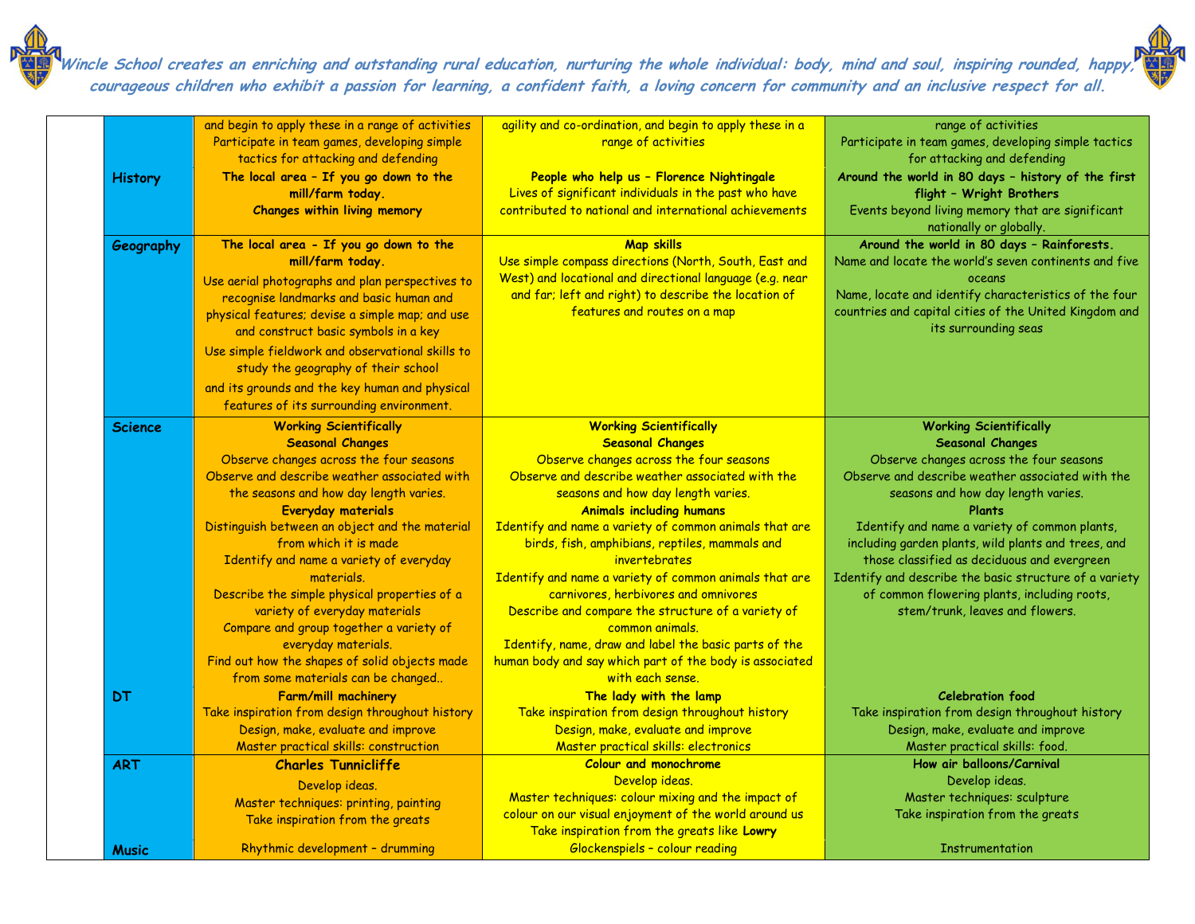*Wincle School creates an enriching and outstanding rural education, nurturing the whole individual: body, mind and soul, inspiring rounded, happy, courageous children who exhibit a passion for learning, a confident faith, a loving concern for community and an inclusive respect for all.*

| | | | | |
|---|---|---|---|---|
| | | and begin to apply these in a range of activities<br>Participate in team games, developing simple tactics for attacking and defending | agility and co-ordination, and begin to apply these in a range of activities | range of activities<br>Participate in team games, developing simple tactics for attacking and defending |
| | **History** | **The local area – If you go down to the mill/farm today.**<br>**Changes within living memory** | **People who help us – Florence Nightingale**<br>Lives of significant individuals in the past who have contributed to national and international achievements | **Around the world in 80 days – history of the first flight – Wright Brothers**<br>Events beyond living memory that are significant nationally or globally. |
| | **Geography** | **The local area - If you go down to the mill/farm today.**<br>Use aerial photographs and plan perspectives to recognise landmarks and basic human and physical features; devise a simple map; and use and construct basic symbols in a key<br>Use simple fieldwork and observational skills to study the geography of their school<br>and its grounds and the key human and physical features of its surrounding environment. | **Map skills**<br>Use simple compass directions (North, South, East and West) and locational and directional language (e.g. near and far; left and right) to describe the location of features and routes on a map | **Around the world in 80 days – Rainforests.**<br>Name and locate the world's seven continents and five oceans<br>Name, locate and identify characteristics of the four countries and capital cities of the United Kingdom and its surrounding seas |
| | **Science** | **Working Scientifically**<br>**Seasonal Changes**<br>Observe changes across the four seasons<br>Observe and describe weather associated with the seasons and how day length varies.<br>**Everyday materials**<br>Distinguish between an object and the material from which it is made<br>Identify and name a variety of everyday materials.<br>Describe the simple physical properties of a variety of everyday materials<br>Compare and group together a variety of everyday materials.<br>Find out how the shapes of solid objects made from some materials can be changed.. | **Working Scientifically**<br>**Seasonal Changes**<br>Observe changes across the four seasons<br>Observe and describe weather associated with the seasons and how day length varies.<br>**Animals including humans**<br>Identify and name a variety of common animals that are birds, fish, amphibians, reptiles, mammals and invertebrates<br>Identify and name a variety of common animals that are carnivores, herbivores and omnivores<br>Describe and compare the structure of a variety of common animals.<br>Identify, name, draw and label the basic parts of the human body and say which part of the body is associated with each sense. | **Working Scientifically**<br>**Seasonal Changes**<br>Observe changes across the four seasons<br>Observe and describe weather associated with the seasons and how day length varies.<br>**Plants**<br>Identify and name a variety of common plants, including garden plants, wild plants and trees, and those classified as deciduous and evergreen<br>Identify and describe the basic structure of a variety of common flowering plants, including roots, stem/trunk, leaves and flowers. |
| | **DT** | **Farm/mill machinery**<br>Take inspiration from design throughout history<br>Design, make, evaluate and improve<br>Master practical skills: construction | **The lady with the lamp**<br>Take inspiration from design throughout history<br>Design, make, evaluate and improve<br>Master practical skills: electronics | **Celebration food**<br>Take inspiration from design throughout history<br>Design, make, evaluate and improve<br>Master practical skills: food. |
| | **ART** | **Charles Tunnicliffe**<br>Develop ideas.<br>Master techniques: printing, painting<br>Take inspiration from the greats | **Colour and monochrome**<br>Develop ideas.<br>Master techniques: colour mixing and the impact of colour on our visual enjoyment of the world around us<br>Take inspiration from the greats like **Lowry** | **How air balloons/Carnival**<br>Develop ideas.<br>Master techniques: sculpture<br>Take inspiration from the greats |
| | **Music** | Rhythmic development – drumming | Glockenspiels – colour reading | Instrumentation |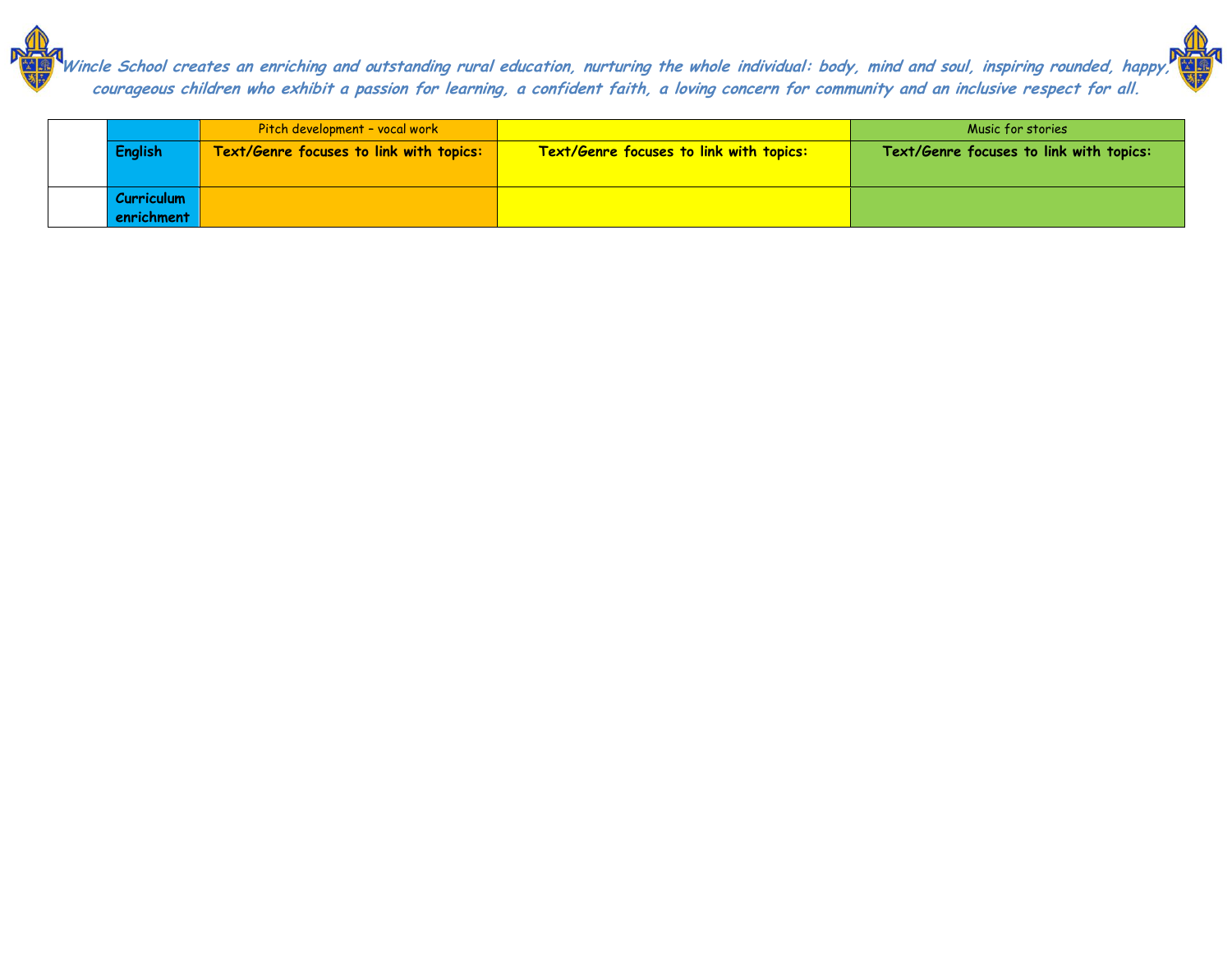***Wincle School creates an enriching and outstanding rural education, nurturing the whole individual: body, mind and soul, inspiring rounded, happy, courageous children who exhibit a passion for learning, a confident faith, a loving concern for community and an inclusive respect for all.***

| | | | | |
|---|---|---|---|---|
| | | Pitch development – vocal work | | Music for stories |
| | **English** | **Text/Genre focuses to link with topics:** | **Text/Genre focuses to link with topics:** | **Text/Genre focuses to link with topics:** |
| | **Curriculum enrichment** | | | |